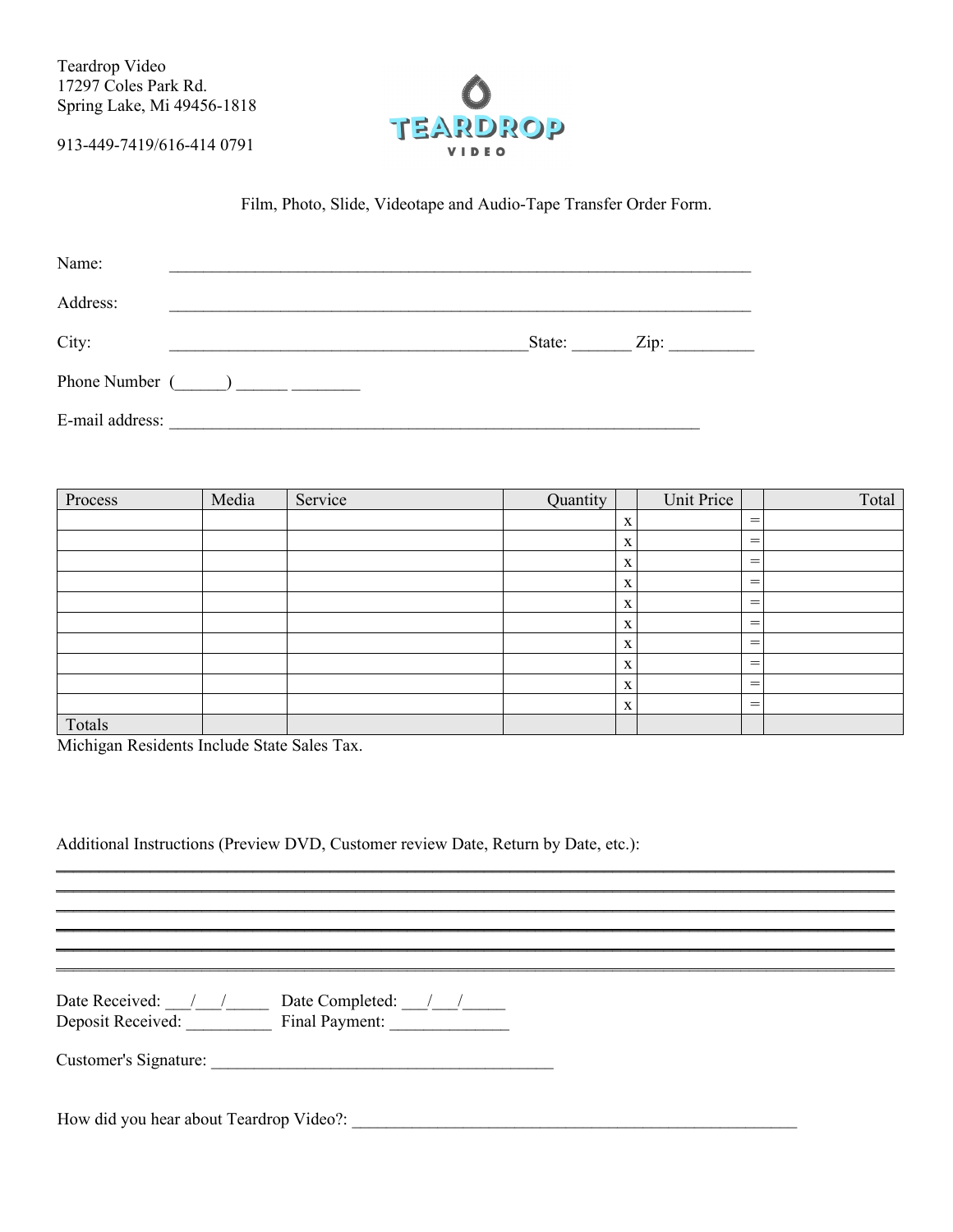Teardrop Video
17297 Coles Park Rd.
Spring Lake, Mi 49456-1818

913-449-7419/616-414 0791

TEARDROP VIDEO

Film, Photo, Slide, Videotape and Audio-Tape Transfer Order Form.

Name: ______________________________________________________________________

Address: ______________________________________________________________________

City: ___________________________________________State: _______ Zip: __________

Phone Number (______) ______ ________

E-mail address: _________________________________________________________________

| Process | Media | Service | Quantity | | Unit Price | | Total |
|---|---|---|---|---|---|---|---|
| | | | | x | | = | |
| | | | | x | | = | |
| | | | | x | | = | |
| | | | | x | | = | |
| | | | | x | | = | |
| | | | | x | | = | |
| | | | | x | | = | |
| | | | | x | | = | |
| | | | | x | | = | |
| | | | | x | | = | |
| Totals | | | | | | | |

Michigan Residents Include State Sales Tax.

Additional Instructions (Preview DVD, Customer review Date, Return by Date, etc.):

______________________________________________________________________________________________

______________________________________________________________________________________________

______________________________________________________________________________________________

______________________________________________________________________________________________

______________________________________________________________________________________________

______________________________________________________________________________________________

Date Received: ___/___/_____ Date Completed: ___/___/_____
Deposit Received: __________ Final Payment: ______________

Customer's Signature: ________________________________________

How did you hear about Teardrop Video?: ______________________________________________________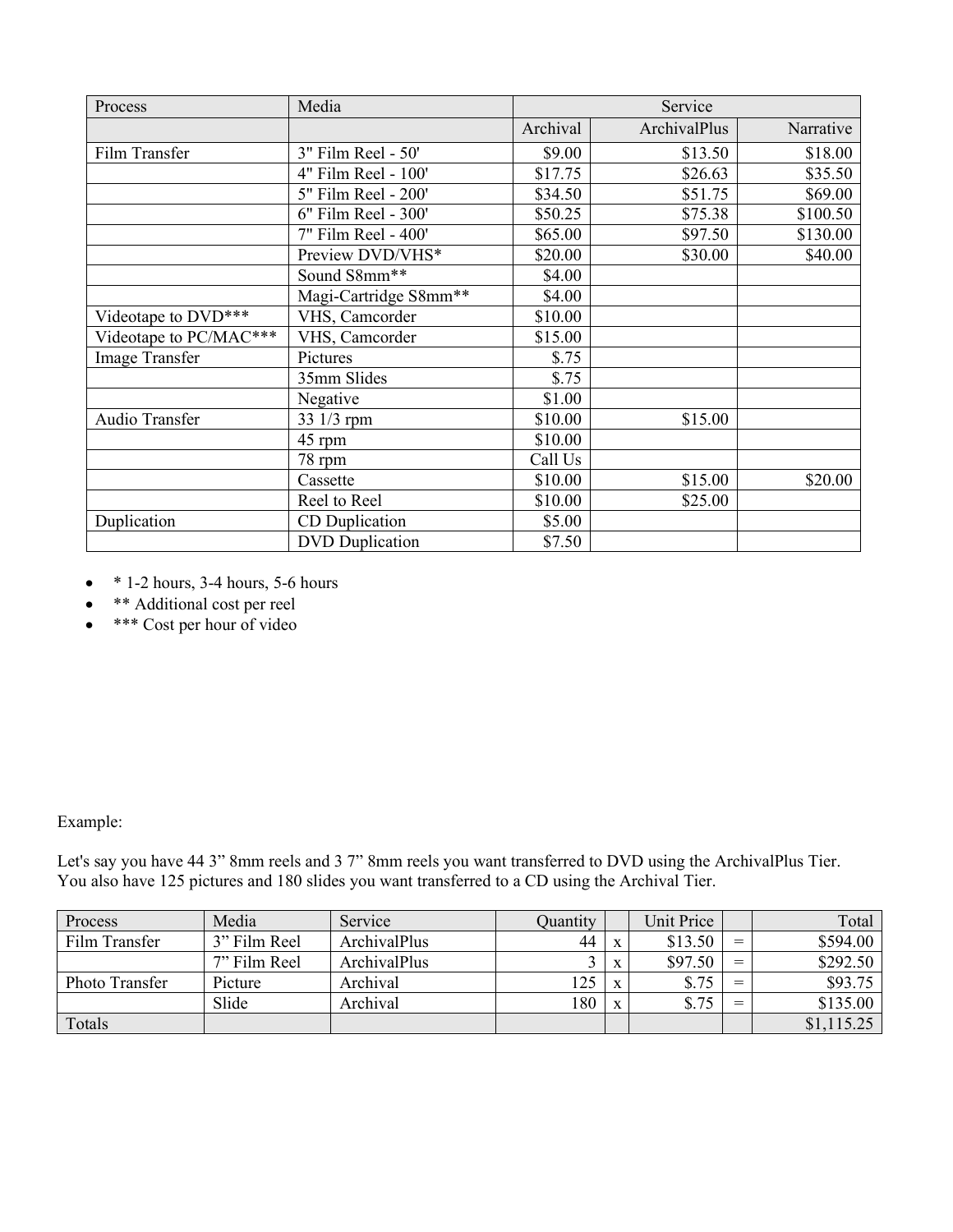| Process | Media | Service | | |
|---|---|---|---|---|
| | | Archival | ArchivalPlus | Narrative |
| Film Transfer | 3" Film Reel - 50' | $9.00 | $13.50 | $18.00 |
| | 4" Film Reel - 100' | $17.75 | $26.63 | $35.50 |
| | 5" Film Reel - 200' | $34.50 | $51.75 | $69.00 |
| | 6" Film Reel - 300' | $50.25 | $75.38 | $100.50 |
| | 7" Film Reel - 400' | $65.00 | $97.50 | $130.00 |
| | Preview DVD/VHS* | $20.00 | $30.00 | $40.00 |
| | Sound S8mm** | $4.00 | | |
| | Magi-Cartridge S8mm** | $4.00 | | |
| Videotape to DVD*** | VHS, Camcorder | $10.00 | | |
| Videotape to PC/MAC*** | VHS, Camcorder | $15.00 | | |
| Image Transfer | Pictures | $.75 | | |
| | 35mm Slides | $.75 | | |
| | Negative | $1.00 | | |
| Audio Transfer | 33 1/3 rpm | $10.00 | $15.00 | |
| | 45 rpm | $10.00 | | |
| | 78 rpm | Call Us | | |
| | Cassette | $10.00 | $15.00 | $20.00 |
| | Reel to Reel | $10.00 | $25.00 | |
| Duplication | CD Duplication | $5.00 | | |
| | DVD Duplication | $7.50 | | |

- * 1-2 hours, 3-4 hours, 5-6 hours
- ** Additional cost per reel
- *** Cost per hour of video

Example:

Let's say you have 44 3" 8mm reels and 3 7" 8mm reels you want transferred to DVD using the ArchivalPlus Tier. You also have 125 pictures and 180 slides you want transferred to a CD using the Archival Tier.

| Process | Media | Service | Quantity | | Unit Price | | Total |
|---|---|---|---|---|---|---|---|
| Film Transfer | 3" Film Reel | ArchivalPlus | 44 | x | $13.50 | = | $594.00 |
| | 7" Film Reel | ArchivalPlus | 3 | x | $97.50 | = | $292.50 |
| Photo Transfer | Picture | Archival | 125 | x | $.75 | = | $93.75 |
| | Slide | Archival | 180 | x | $.75 | = | $135.00 |
| Totals | | | | | | | $1,115.25 |